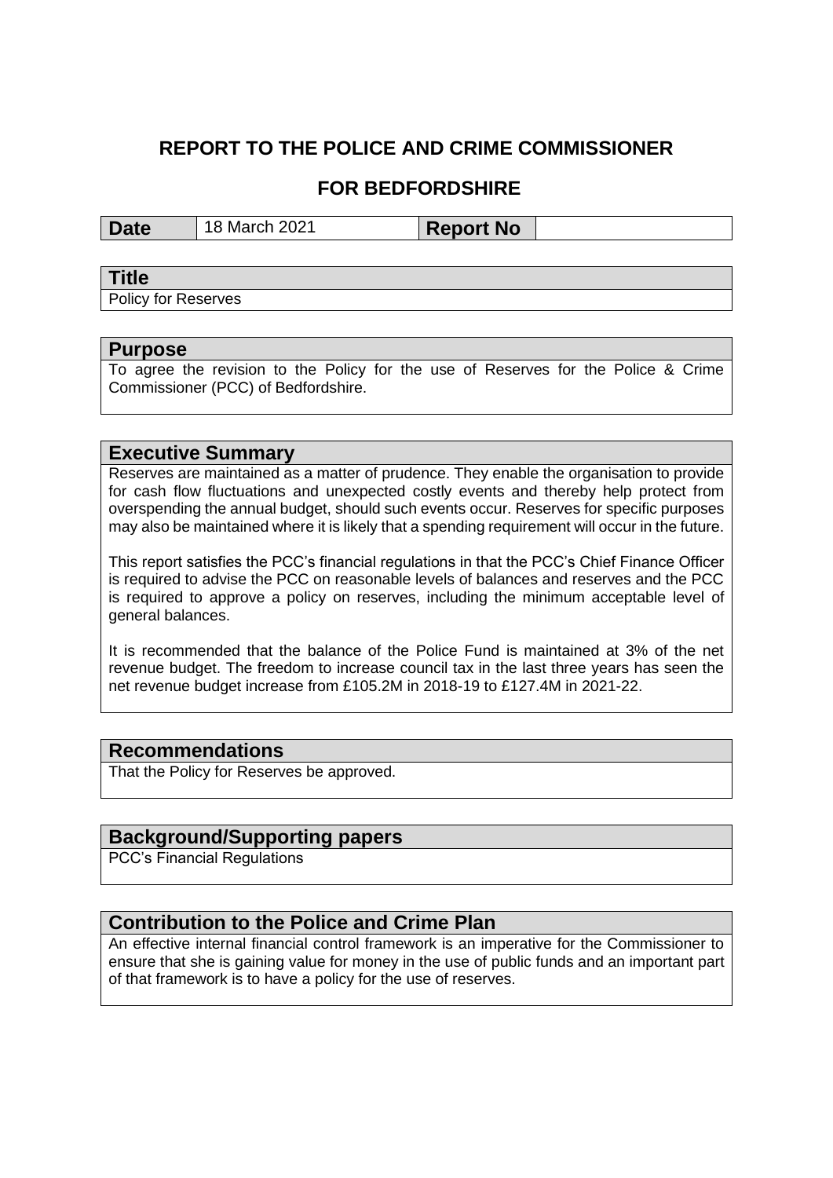# REPORT TO THE POLICE AND CRIME COMMISSIONER

## FOR BEDFORDSHIRE

| **Date** | 18 March 2021 | **Report No** | |
|---|---|---|---|

## Title

Policy for Reserves

## Purpose

To agree the revision to the Policy for the use of Reserves for the Police & Crime Commissioner (PCC) of Bedfordshire.

## Executive Summary

Reserves are maintained as a matter of prudence. They enable the organisation to provide for cash flow fluctuations and unexpected costly events and thereby help protect from overspending the annual budget, should such events occur. Reserves for specific purposes may also be maintained where it is likely that a spending requirement will occur in the future.

This report satisfies the PCC's financial regulations in that the PCC's Chief Finance Officer is required to advise the PCC on reasonable levels of balances and reserves and the PCC is required to approve a policy on reserves, including the minimum acceptable level of general balances.

It is recommended that the balance of the Police Fund is maintained at 3% of the net revenue budget. The freedom to increase council tax in the last three years has seen the net revenue budget increase from £105.2M in 2018-19 to £127.4M in 2021-22.

## Recommendations

That the Policy for Reserves be approved.

## Background/Supporting papers

PCC's Financial Regulations

## Contribution to the Police and Crime Plan

An effective internal financial control framework is an imperative for the Commissioner to ensure that she is gaining value for money in the use of public funds and an important part of that framework is to have a policy for the use of reserves.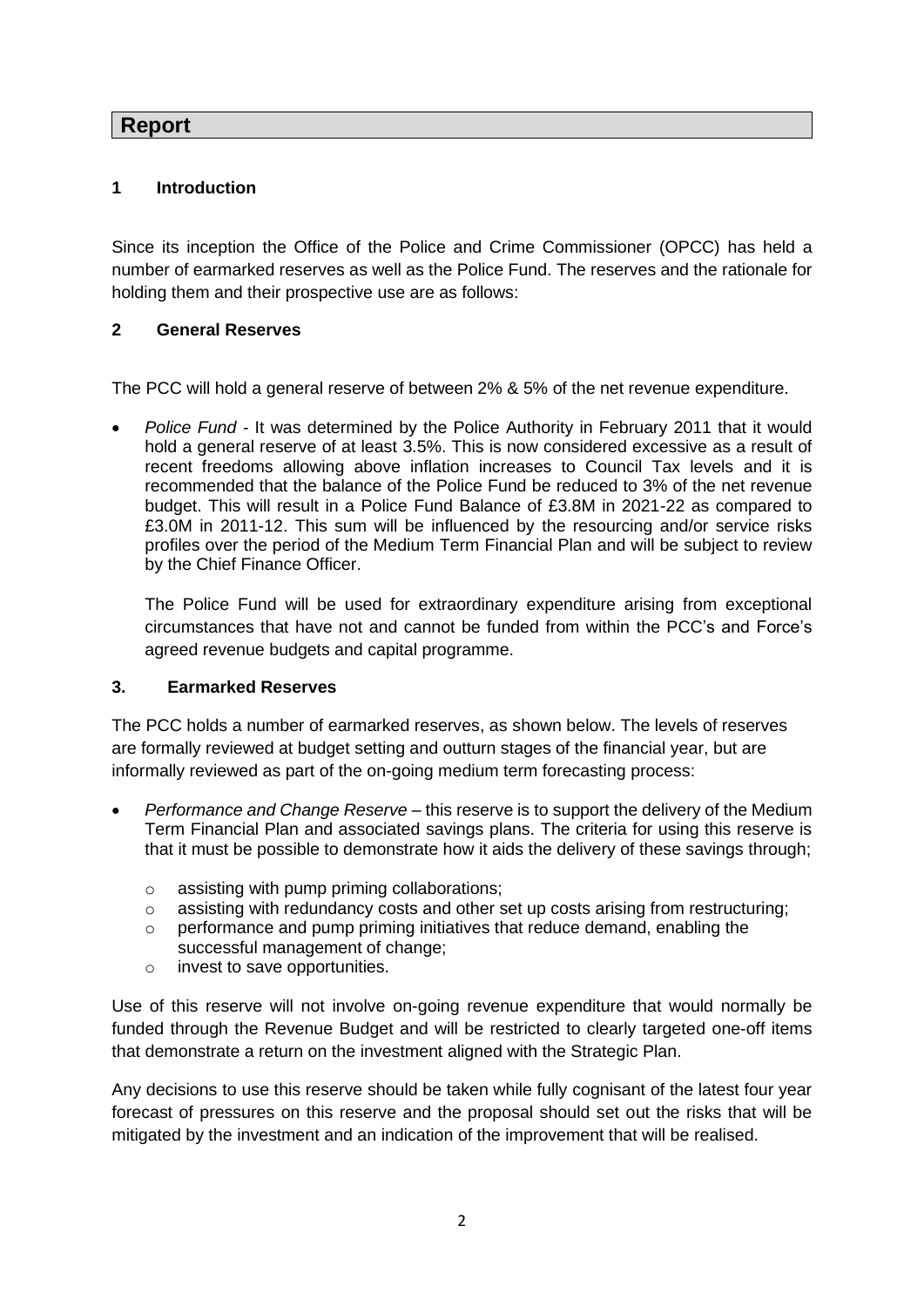# Report

## 1 Introduction

Since its inception the Office of the Police and Crime Commissioner (OPCC) has held a number of earmarked reserves as well as the Police Fund. The reserves and the rationale for holding them and their prospective use are as follows:

## 2 General Reserves

The PCC will hold a general reserve of between 2% & 5% of the net revenue expenditure.

- *Police Fund* - It was determined by the Police Authority in February 2011 that it would hold a general reserve of at least 3.5%. This is now considered excessive as a result of recent freedoms allowing above inflation increases to Council Tax levels and it is recommended that the balance of the Police Fund be reduced to 3% of the net revenue budget. This will result in a Police Fund Balance of £3.8M in 2021-22 as compared to £3.0M in 2011-12. This sum will be influenced by the resourcing and/or service risks profiles over the period of the Medium Term Financial Plan and will be subject to review by the Chief Finance Officer.

  The Police Fund will be used for extraordinary expenditure arising from exceptional circumstances that have not and cannot be funded from within the PCC's and Force's agreed revenue budgets and capital programme.

## 3. Earmarked Reserves

The PCC holds a number of earmarked reserves, as shown below. The levels of reserves are formally reviewed at budget setting and outturn stages of the financial year, but are informally reviewed as part of the on-going medium term forecasting process:

- *Performance and Change Reserve* – this reserve is to support the delivery of the Medium Term Financial Plan and associated savings plans. The criteria for using this reserve is that it must be possible to demonstrate how it aids the delivery of these savings through;
  - assisting with pump priming collaborations;
  - assisting with redundancy costs and other set up costs arising from restructuring;
  - performance and pump priming initiatives that reduce demand, enabling the successful management of change;
  - invest to save opportunities.

Use of this reserve will not involve on-going revenue expenditure that would normally be funded through the Revenue Budget and will be restricted to clearly targeted one-off items that demonstrate a return on the investment aligned with the Strategic Plan.

Any decisions to use this reserve should be taken while fully cognisant of the latest four year forecast of pressures on this reserve and the proposal should set out the risks that will be mitigated by the investment and an indication of the improvement that will be realised.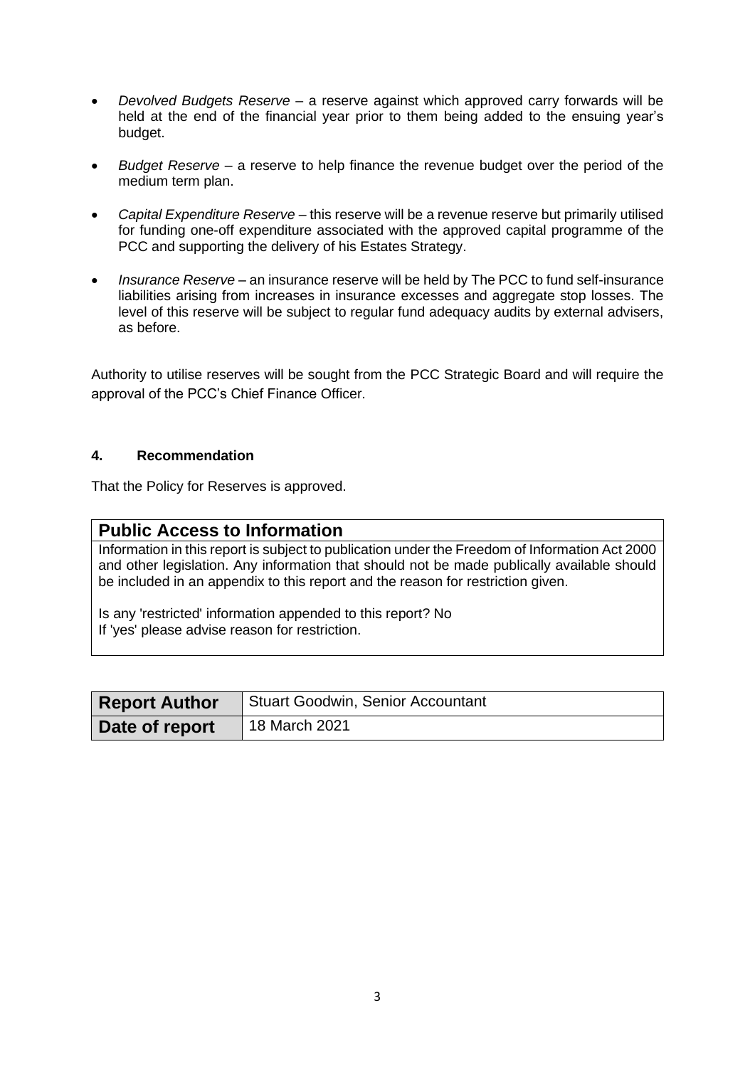- *Devolved Budgets Reserve* – a reserve against which approved carry forwards will be held at the end of the financial year prior to them being added to the ensuing year's budget.

- *Budget Reserve* – a reserve to help finance the revenue budget over the period of the medium term plan.

- *Capital Expenditure Reserve* – this reserve will be a revenue reserve but primarily utilised for funding one-off expenditure associated with the approved capital programme of the PCC and supporting the delivery of his Estates Strategy.

- *Insurance Reserve* – an insurance reserve will be held by The PCC to fund self-insurance liabilities arising from increases in insurance excesses and aggregate stop losses. The level of this reserve will be subject to regular fund adequacy audits by external advisers, as before.

Authority to utilise reserves will be sought from the PCC Strategic Board and will require the approval of the PCC's Chief Finance Officer.

#### 4. Recommendation

That the Policy for Reserves is approved.

## Public Access to Information

Information in this report is subject to publication under the Freedom of Information Act 2000 and other legislation. Any information that should not be made publically available should be included in an appendix to this report and the reason for restriction given.

Is any 'restricted' information appended to this report? No
If 'yes' please advise reason for restriction.

| | |
|---|---|
| **Report Author** | Stuart Goodwin, Senior Accountant |
| **Date of report** | 18 March 2021 |